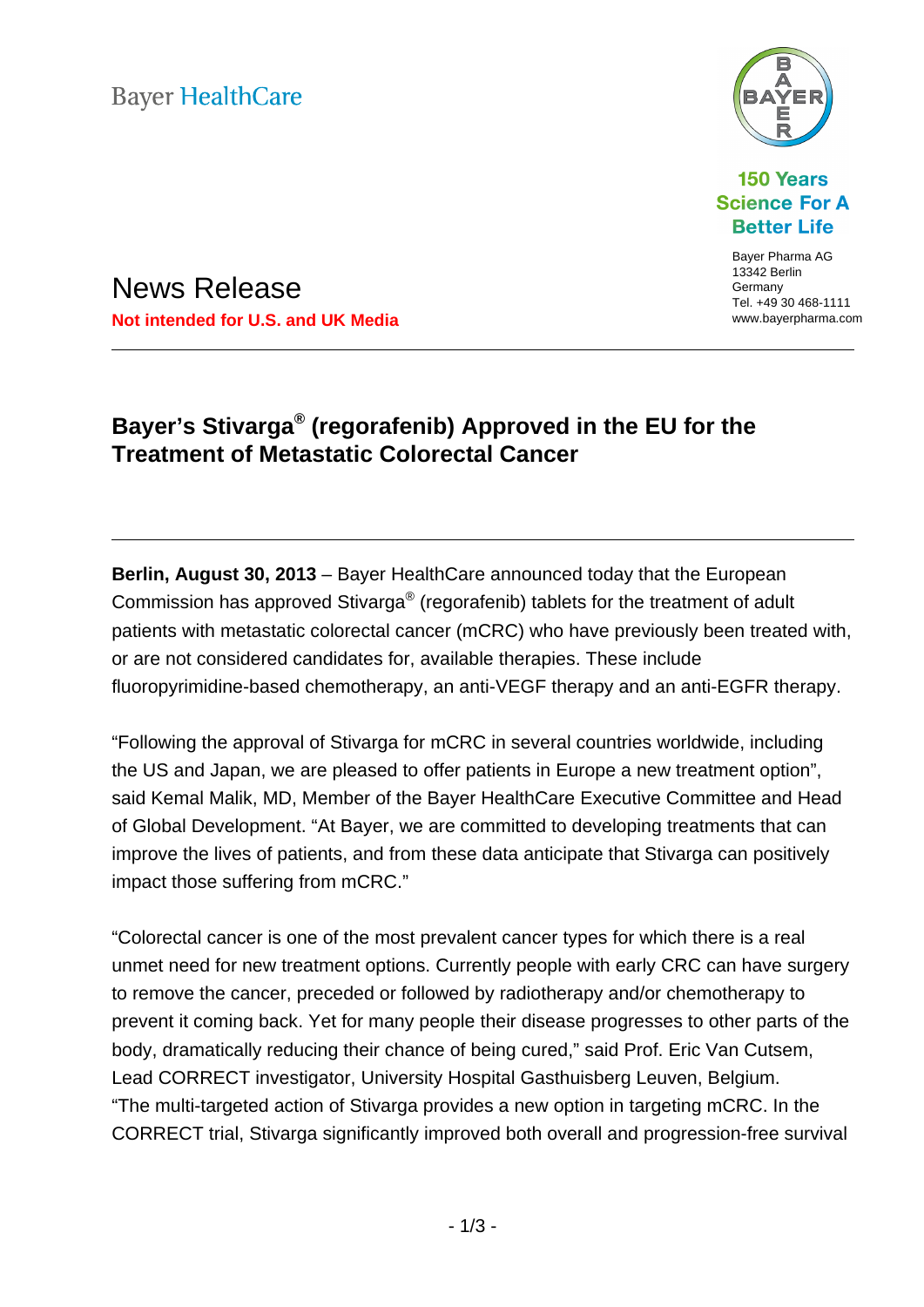Bayer HealthCare

150 Years Science For A Better Life

Bayer Pharma AG
13342 Berlin
Germany
Tel. +49 30 468-1111
www.bayerpharma.com

# News Release

**Not intended for U.S. and UK Media**

---

## Bayer's Stivarga® (regorafenib) Approved in the EU for the Treatment of Metastatic Colorectal Cancer

---

**Berlin, August 30, 2013** – Bayer HealthCare announced today that the European Commission has approved Stivarga® (regorafenib) tablets for the treatment of adult patients with metastatic colorectal cancer (mCRC) who have previously been treated with, or are not considered candidates for, available therapies. These include fluoropyrimidine-based chemotherapy, an anti-VEGF therapy and an anti-EGFR therapy.

"Following the approval of Stivarga for mCRC in several countries worldwide, including the US and Japan, we are pleased to offer patients in Europe a new treatment option", said Kemal Malik, MD, Member of the Bayer HealthCare Executive Committee and Head of Global Development. "At Bayer, we are committed to developing treatments that can improve the lives of patients, and from these data anticipate that Stivarga can positively impact those suffering from mCRC."

"Colorectal cancer is one of the most prevalent cancer types for which there is a real unmet need for new treatment options. Currently people with early CRC can have surgery to remove the cancer, preceded or followed by radiotherapy and/or chemotherapy to prevent it coming back. Yet for many people their disease progresses to other parts of the body, dramatically reducing their chance of being cured," said Prof. Eric Van Cutsem, Lead CORRECT investigator, University Hospital Gasthuisberg Leuven, Belgium. "The multi-targeted action of Stivarga provides a new option in targeting mCRC. In the CORRECT trial, Stivarga significantly improved both overall and progression-free survival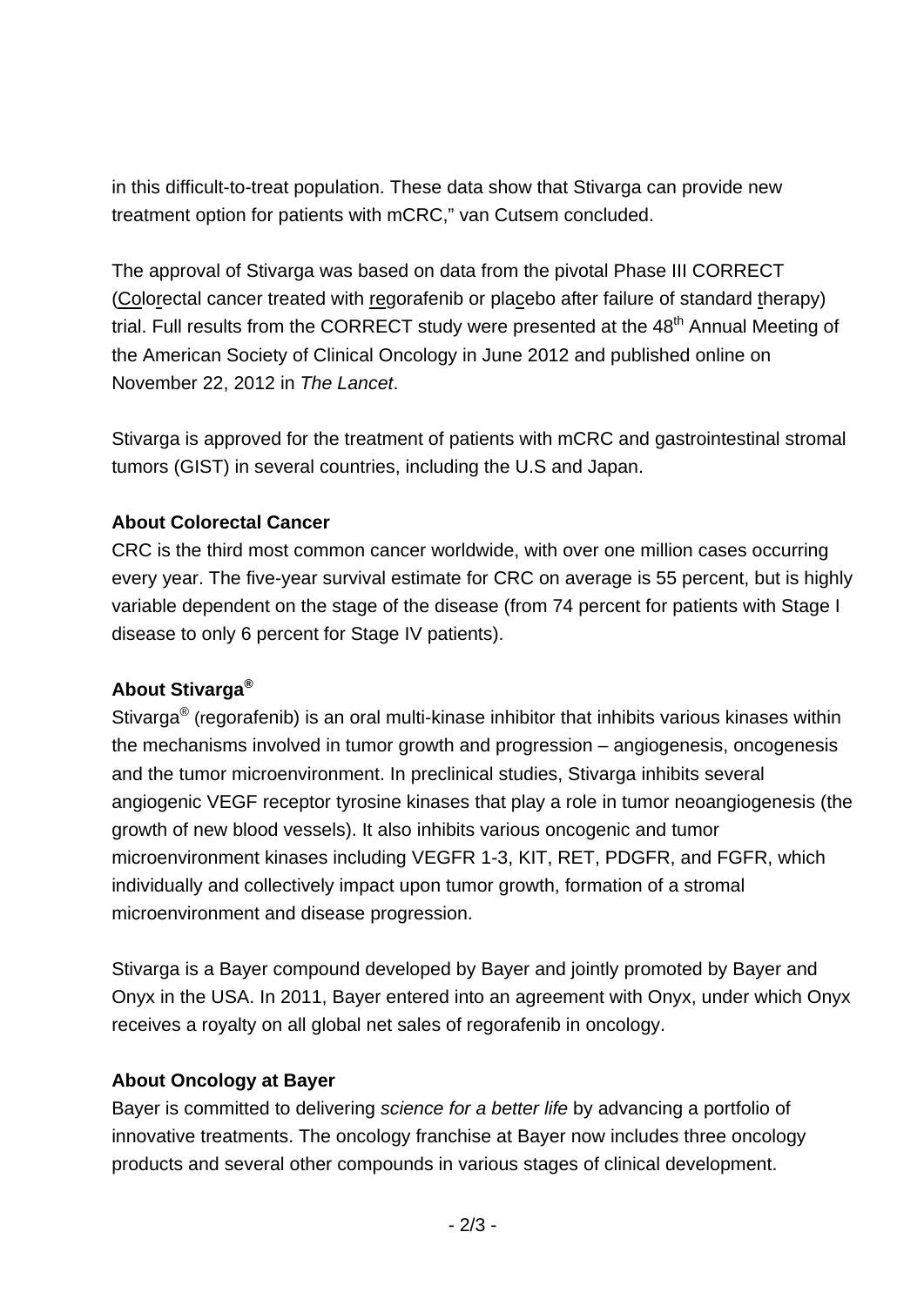in this difficult-to-treat population. These data show that Stivarga can provide new treatment option for patients with mCRC," van Cutsem concluded.

The approval of Stivarga was based on data from the pivotal Phase III CORRECT (Colorectal cancer treated with regorafenib or placebo after failure of standard therapy) trial. Full results from the CORRECT study were presented at the 48th Annual Meeting of the American Society of Clinical Oncology in June 2012 and published online on November 22, 2012 in *The Lancet*.

Stivarga is approved for the treatment of patients with mCRC and gastrointestinal stromal tumors (GIST) in several countries, including the U.S and Japan.

**About Colorectal Cancer**

CRC is the third most common cancer worldwide, with over one million cases occurring every year. The five-year survival estimate for CRC on average is 55 percent, but is highly variable dependent on the stage of the disease (from 74 percent for patients with Stage I disease to only 6 percent for Stage IV patients).

**About Stivarga®**

Stivarga® (regorafenib) is an oral multi-kinase inhibitor that inhibits various kinases within the mechanisms involved in tumor growth and progression – angiogenesis, oncogenesis and the tumor microenvironment. In preclinical studies, Stivarga inhibits several angiogenic VEGF receptor tyrosine kinases that play a role in tumor neoangiogenesis (the growth of new blood vessels). It also inhibits various oncogenic and tumor microenvironment kinases including VEGFR 1-3, KIT, RET, PDGFR, and FGFR, which individually and collectively impact upon tumor growth, formation of a stromal microenvironment and disease progression.

Stivarga is a Bayer compound developed by Bayer and jointly promoted by Bayer and Onyx in the USA. In 2011, Bayer entered into an agreement with Onyx, under which Onyx receives a royalty on all global net sales of regorafenib in oncology.

**About Oncology at Bayer**

Bayer is committed to delivering *science for a better life* by advancing a portfolio of innovative treatments. The oncology franchise at Bayer now includes three oncology products and several other compounds in various stages of clinical development.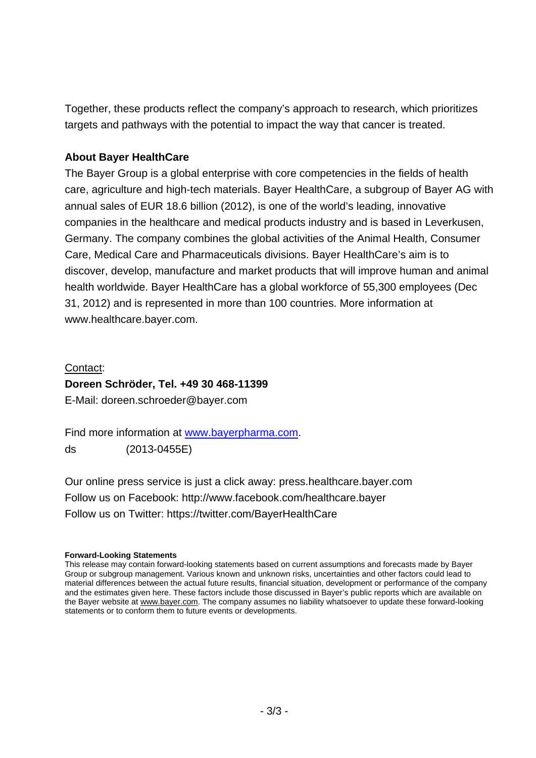Together, these products reflect the company's approach to research, which prioritizes targets and pathways with the potential to impact the way that cancer is treated.

**About Bayer HealthCare**

The Bayer Group is a global enterprise with core competencies in the fields of health care, agriculture and high-tech materials. Bayer HealthCare, a subgroup of Bayer AG with annual sales of EUR 18.6 billion (2012), is one of the world's leading, innovative companies in the healthcare and medical products industry and is based in Leverkusen, Germany. The company combines the global activities of the Animal Health, Consumer Care, Medical Care and Pharmaceuticals divisions. Bayer HealthCare's aim is to discover, develop, manufacture and market products that will improve human and animal health worldwide. Bayer HealthCare has a global workforce of 55,300 employees (Dec 31, 2012) and is represented in more than 100 countries. More information at www.healthcare.bayer.com.

Contact:

**Doreen Schröder, Tel. +49 30 468-11399**

E-Mail: doreen.schroeder@bayer.com

Find more information at www.bayerpharma.com.

ds (2013-0455E)

Our online press service is just a click away: press.healthcare.bayer.com

Follow us on Facebook: http://www.facebook.com/healthcare.bayer

Follow us on Twitter: https://twitter.com/BayerHealthCare

**Forward-Looking Statements**

This release may contain forward-looking statements based on current assumptions and forecasts made by Bayer Group or subgroup management. Various known and unknown risks, uncertainties and other factors could lead to material differences between the actual future results, financial situation, development or performance of the company and the estimates given here. These factors include those discussed in Bayer's public reports which are available on the Bayer website at www.bayer.com. The company assumes no liability whatsoever to update these forward-looking statements or to conform them to future events or developments.